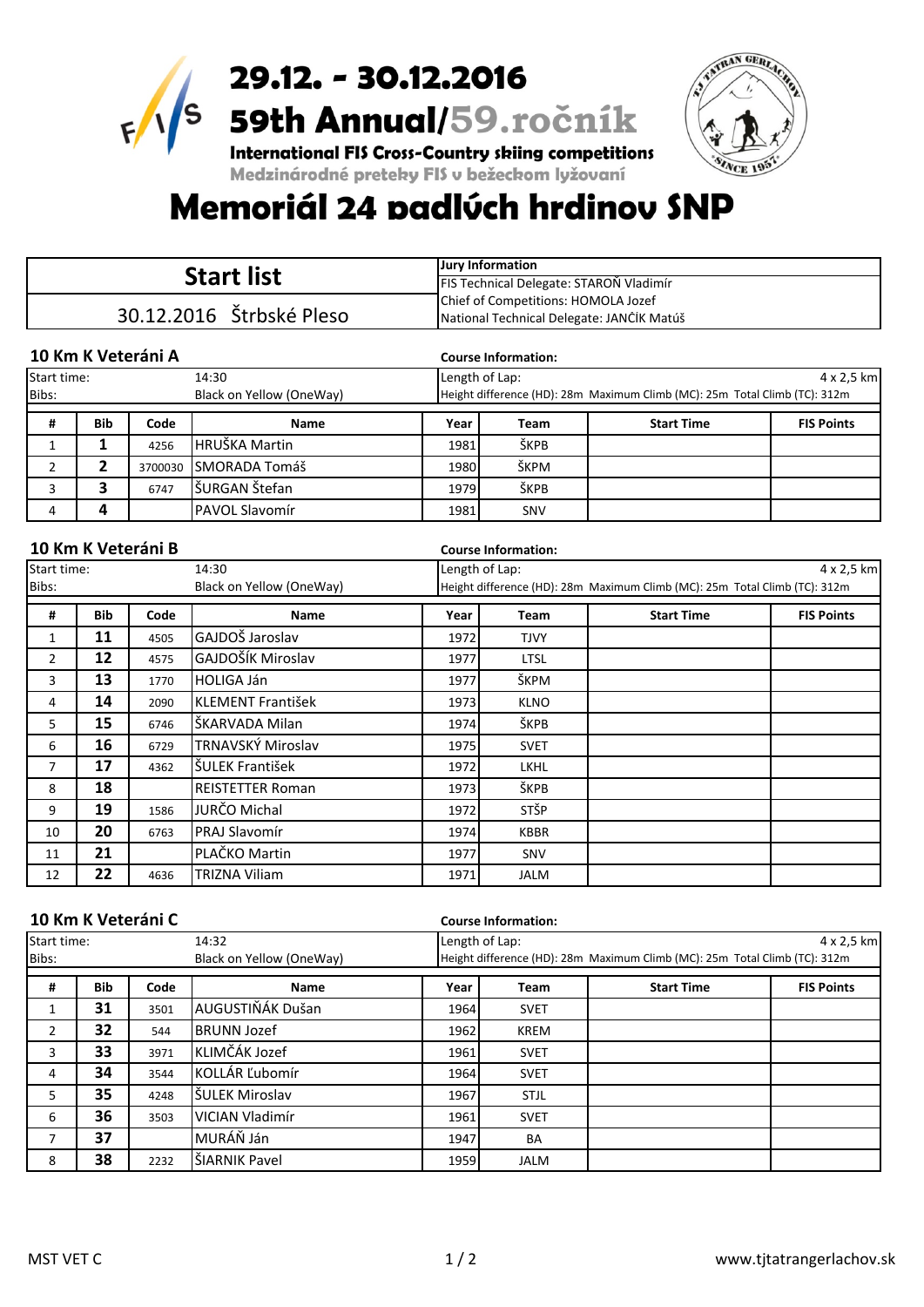# 29.12. - 30.12.2016

# 59th Annual/59.ročník

**International FIS Cross-Country skiing competitions**

**Medzinárodné preteky FIS v bežeckom lyžovaní**

# Memoriál 24 padlých hrdinov SNP

| Start list | Jury Information |
|---|---|
| | FIS Technical Delegate: STAROŇ Vladimír |
| 30.12.2016 Štrbské Pleso | Chief of Competitions: HOMOLA Jozef |
| | National Technical Delegate: JANČÍK Matúš |

## 10 Km K Veteráni A

**Course Information:**

| Start time: | 14:30 | Length of Lap: | 4 x 2,5 km |
|---|---|---|---|
| Bibs: | Black on Yellow (OneWay) | Height difference (HD): 28m Maximum Climb (MC): 25m Total Climb (TC): 312m | |

| # | Bib | Code | Name | Year | Team | Start Time | FIS Points |
|---|---|---|---|---|---|---|---|
| 1 | 1 | 4256 | HRUŠKA Martin | 1981 | ŠKPB | | |
| 2 | 2 | 3700030 | SMORADA Tomáš | 1980 | ŠKPM | | |
| 3 | 3 | 6747 | ŠURGAN Štefan | 1979 | ŠKPB | | |
| 4 | 4 | | PAVOL Slavomír | 1981 | SNV | | |

## 10 Km K Veteráni B

**Course Information:**

| Start time: | 14:30 | Length of Lap: | 4 x 2,5 km |
|---|---|---|---|
| Bibs: | Black on Yellow (OneWay) | Height difference (HD): 28m Maximum Climb (MC): 25m Total Climb (TC): 312m | |

| # | Bib | Code | Name | Year | Team | Start Time | FIS Points |
|---|---|---|---|---|---|---|---|
| 1 | 11 | 4505 | GAJDOŠ Jaroslav | 1972 | TJVY | | |
| 2 | 12 | 4575 | GAJDOŠÍK Miroslav | 1977 | LTSL | | |
| 3 | 13 | 1770 | HOLIGA Ján | 1977 | ŠKPM | | |
| 4 | 14 | 2090 | KLEMENT František | 1973 | KLNO | | |
| 5 | 15 | 6746 | ŠKARVADA Milan | 1974 | ŠKPB | | |
| 6 | 16 | 6729 | TRNAVSKÝ Miroslav | 1975 | SVET | | |
| 7 | 17 | 4362 | ŠULEK František | 1972 | LKHL | | |
| 8 | 18 | | REISTETTER Roman | 1973 | ŠKPB | | |
| 9 | 19 | 1586 | JURČO Michal | 1972 | STŠP | | |
| 10 | 20 | 6763 | PRAJ Slavomír | 1974 | KBBR | | |
| 11 | 21 | | PLAČKO Martin | 1977 | SNV | | |
| 12 | 22 | 4636 | TRIZNA Viliam | 1971 | JALM | | |

## 10 Km K Veteráni C

**Course Information:**

| Start time: | 14:32 | Length of Lap: | 4 x 2,5 km |
|---|---|---|---|
| Bibs: | Black on Yellow (OneWay) | Height difference (HD): 28m Maximum Climb (MC): 25m Total Climb (TC): 312m | |

| # | Bib | Code | Name | Year | Team | Start Time | FIS Points |
|---|---|---|---|---|---|---|---|
| 1 | 31 | 3501 | AUGUSTIŇÁK Dušan | 1964 | SVET | | |
| 2 | 32 | 544 | BRUNN Jozef | 1962 | KREM | | |
| 3 | 33 | 3971 | KLIMČÁK Jozef | 1961 | SVET | | |
| 4 | 34 | 3544 | KOLLÁR Ľubomír | 1964 | SVET | | |
| 5 | 35 | 4248 | ŠULEK Miroslav | 1967 | STJL | | |
| 6 | 36 | 3503 | VICIAN Vladimír | 1961 | SVET | | |
| 7 | 37 | | MURÁŇ Ján | 1947 | BA | | |
| 8 | 38 | 2232 | ŠIARNIK Pavel | 1959 | JALM | | |

MST VET C

www.tjtatrangerlachov.sk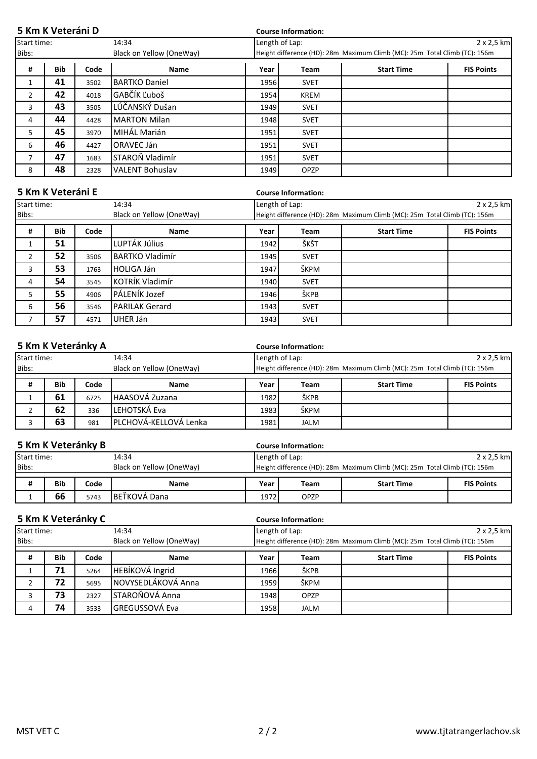## 5 Km K Veteráni D

**Course Information:**

| | | | |
|---|---|---|---|
| Start time: | 14:34 | Length of Lap: | 2 x 2,5 km |
| Bibs: | Black on Yellow (OneWay) | Height difference (HD): 28m Maximum Climb (MC): 25m Total Climb (TC): 156m | |

| # | Bib | Code | Name | Year | Team | Start Time | FIS Points |
|---|---|---|---|---|---|---|---|
| 1 | **41** | 3502 | BARTKO Daniel | 1956 | SVET | | |
| 2 | **42** | 4018 | GABČÍK Ľuboš | 1954 | KREM | | |
| 3 | **43** | 3505 | LÚČANSKÝ Dušan | 1949 | SVET | | |
| 4 | **44** | 4428 | MARTON Milan | 1948 | SVET | | |
| 5 | **45** | 3970 | MIHÁL Marián | 1951 | SVET | | |
| 6 | **46** | 4427 | ORAVEC Ján | 1951 | SVET | | |
| 7 | **47** | 1683 | STAROŇ Vladimír | 1951 | SVET | | |
| 8 | **48** | 2328 | VALENT Bohuslav | 1949 | OPZP | | |

## 5 Km K Veteráni E

**Course Information:**

| | | | |
|---|---|---|---|
| Start time: | 14:34 | Length of Lap: | 2 x 2,5 km |
| Bibs: | Black on Yellow (OneWay) | Height difference (HD): 28m Maximum Climb (MC): 25m Total Climb (TC): 156m | |

| # | Bib | Code | Name | Year | Team | Start Time | FIS Points |
|---|---|---|---|---|---|---|---|
| 1 | **51** | | LUPTÁK Július | 1942 | ŠKŠT | | |
| 2 | **52** | 3506 | BARTKO Vladimír | 1945 | SVET | | |
| 3 | **53** | 1763 | HOLIGA Ján | 1947 | ŠKPM | | |
| 4 | **54** | 3545 | KOTRÍK Vladimír | 1940 | SVET | | |
| 5 | **55** | 4906 | PÁLENÍK Jozef | 1946 | ŠKPB | | |
| 6 | **56** | 3546 | PARILAK Gerard | 1943 | SVET | | |
| 7 | **57** | 4571 | UHER Ján | 1943 | SVET | | |

## 5 Km K Veteránky A

**Course Information:**

| | | | |
|---|---|---|---|
| Start time: | 14:34 | Length of Lap: | 2 x 2,5 km |
| Bibs: | Black on Yellow (OneWay) | Height difference (HD): 28m Maximum Climb (MC): 25m Total Climb (TC): 156m | |

| # | Bib | Code | Name | Year | Team | Start Time | FIS Points |
|---|---|---|---|---|---|---|---|
| 1 | **61** | 6725 | HAASOVÁ Zuzana | 1982 | ŠKPB | | |
| 2 | **62** | 336 | LEHOTSKÁ Eva | 1983 | ŠKPM | | |
| 3 | **63** | 981 | PLCHOVÁ-KELLOVÁ Lenka | 1981 | JALM | | |

## 5 Km K Veteránky B

**Course Information:**

| | | | |
|---|---|---|---|
| Start time: | 14:34 | Length of Lap: | 2 x 2,5 km |
| Bibs: | Black on Yellow (OneWay) | Height difference (HD): 28m Maximum Climb (MC): 25m Total Climb (TC): 156m | |

| # | Bib | Code | Name | Year | Team | Start Time | FIS Points |
|---|---|---|---|---|---|---|---|
| 1 | **66** | 5743 | BEŤKOVÁ Dana | 1972 | OPZP | | |

## 5 Km K Veteránky C

**Course Information:**

| | | | |
|---|---|---|---|
| Start time: | 14:34 | Length of Lap: | 2 x 2,5 km |
| Bibs: | Black on Yellow (OneWay) | Height difference (HD): 28m Maximum Climb (MC): 25m Total Climb (TC): 156m | |

| # | Bib | Code | Name | Year | Team | Start Time | FIS Points |
|---|---|---|---|---|---|---|---|
| 1 | **71** | 5264 | HEBÍKOVÁ Ingrid | 1966 | ŠKPB | | |
| 2 | **72** | 5695 | NOVYSEDLÁKOVÁ Anna | 1959 | ŠKPM | | |
| 3 | **73** | 2327 | STAROŇOVÁ Anna | 1948 | OPZP | | |
| 4 | **74** | 3533 | GREGUSSOVÁ Eva | 1958 | JALM | | |

MST VET C

www.tjtatrangerlachov.sk